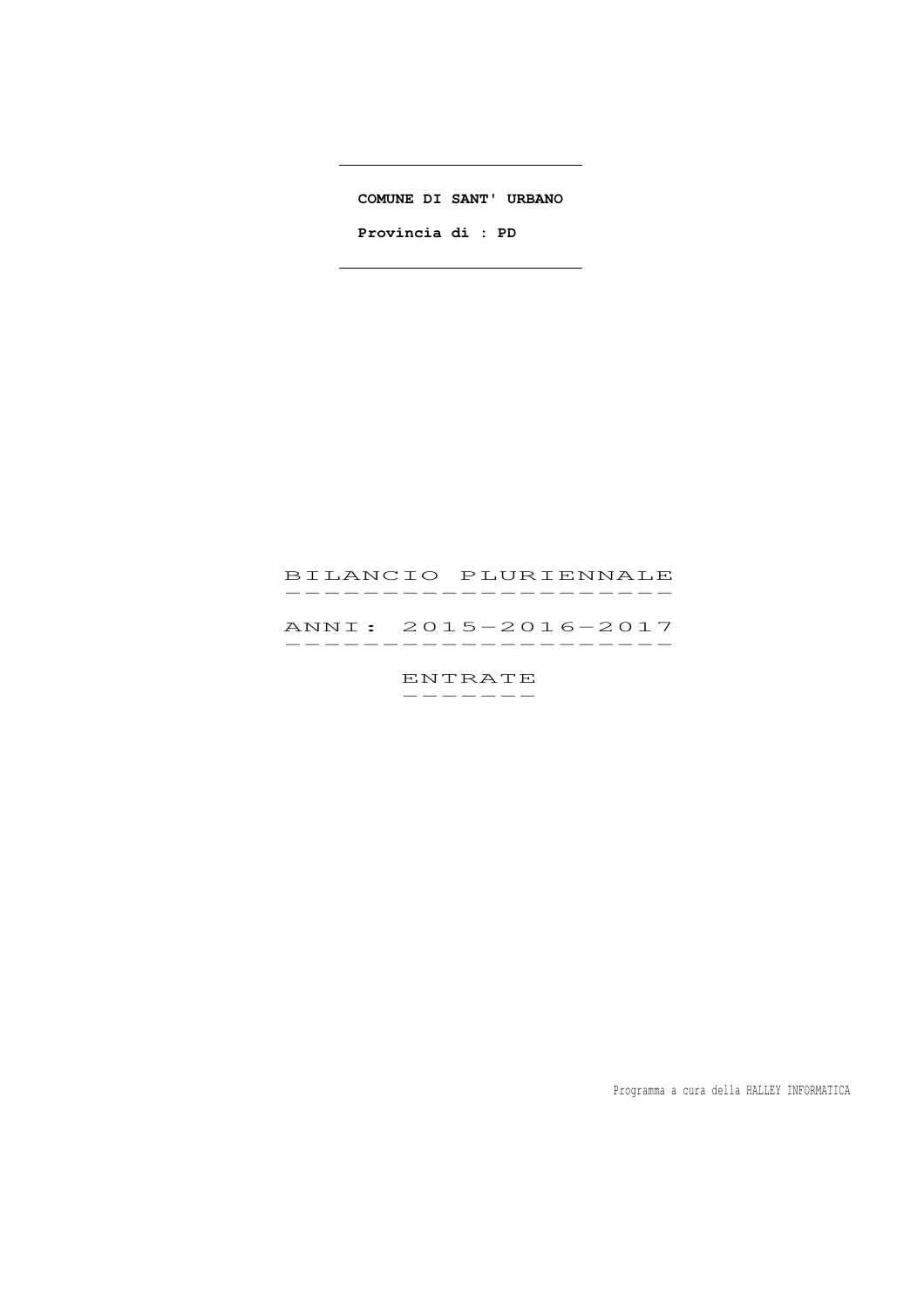**COMUNE DI SANT' URBANO**

**Provincia di : PD**

# BILANCIO PLURIENNALE

# ANNI: 2015-2016-2017

## ENTRATE

Programma a cura della HALLEY INFORMATICA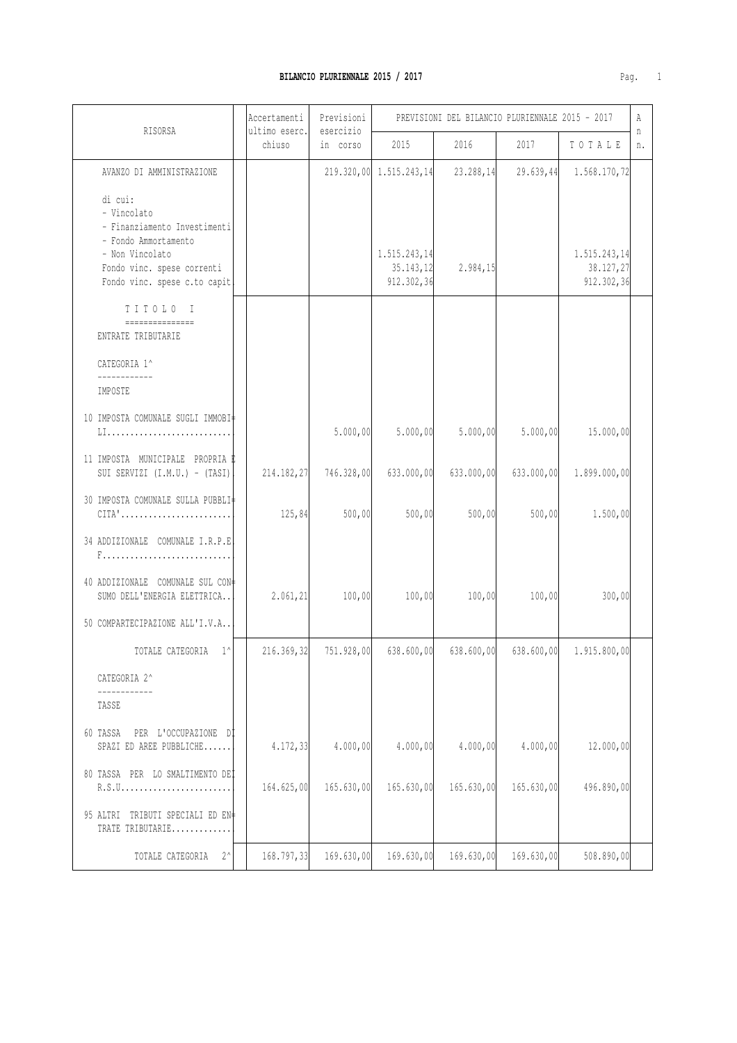**BILANCIO PLURIENNALE 2015 / 2017**

| RISORSA | Accertamenti ultimo eserc. chiuso | Previsioni esercizio in corso | PREVISIONI DEL BILANCIO PLURIENNALE 2015 - 2017 | | | | A n n. |
|---|---|---|---|---|---|---|---|
| | | | 2015 | 2016 | 2017 | T O T A L E | |
| AVANZO DI AMMINISTRAZIONE | | 219.320,00 | 1.515.243,14 | 23.288,14 | 29.639,44 | 1.568.170,72 | |
| di cui: | | | | | | | |
| - Vincolato | | | | | | | |
| - Finanziamento Investimenti | | | | | | | |
| - Fondo Ammortamento | | | | | | | |
| - Non Vincolato | | | 1.515.243,14 | | | 1.515.243,14 | |
| Fondo vinc. spese correnti | | | 35.143,12 | 2.984,15 | | 38.127,27 | |
| Fondo vinc. spese c.to capit. | | | 912.302,36 | | | 912.302,36 | |
| T I T O L O I | | | | | | | |
| ENTRATE TRIBUTARIE | | | | | | | |
| CATEGORIA 1^ | | | | | | | |
| IMPOSTE | | | | | | | |
| 10 IMPOSTA COMUNALE SUGLI IMMOBILI | | 5.000,00 | 5.000,00 | 5.000,00 | 5.000,00 | 15.000,00 | |
| 11 IMPOSTA MUNICIPALE PROPRIA E SUI SERVIZI (I.M.U.) - (TASI) | 214.182,27 | 746.328,00 | 633.000,00 | 633.000,00 | 633.000,00 | 1.899.000,00 | |
| 30 IMPOSTA COMUNALE SULLA PUBBLICITA' | 125,84 | 500,00 | 500,00 | 500,00 | 500,00 | 1.500,00 | |
| 34 ADDIZIONALE COMUNALE I.R.P.E.F. | | | | | | | |
| 40 ADDIZIONALE COMUNALE SUL CONSUMO DELL'ENERGIA ELETTRICA | 2.061,21 | 100,00 | 100,00 | 100,00 | 100,00 | 300,00 | |
| 50 COMPARTECIPAZIONE ALL'I.V.A. | | | | | | | |
| TOTALE CATEGORIA 1^ | 216.369,32 | 751.928,00 | 638.600,00 | 638.600,00 | 638.600,00 | 1.915.800,00 | |
| CATEGORIA 2^ | | | | | | | |
| TASSE | | | | | | | |
| 60 TASSA PER L'OCCUPAZIONE DI SPAZI ED AREE PUBBLICHE | 4.172,33 | 4.000,00 | 4.000,00 | 4.000,00 | 4.000,00 | 12.000,00 | |
| 80 TASSA PER LO SMALTIMENTO DEI R.S.U. | 164.625,00 | 165.630,00 | 165.630,00 | 165.630,00 | 165.630,00 | 496.890,00 | |
| 95 ALTRI TRIBUTI SPECIALI ED ENTRATE TRIBUTARIE | | | | | | | |
| TOTALE CATEGORIA 2^ | 168.797,33 | 169.630,00 | 169.630,00 | 169.630,00 | 169.630,00 | 508.890,00 | |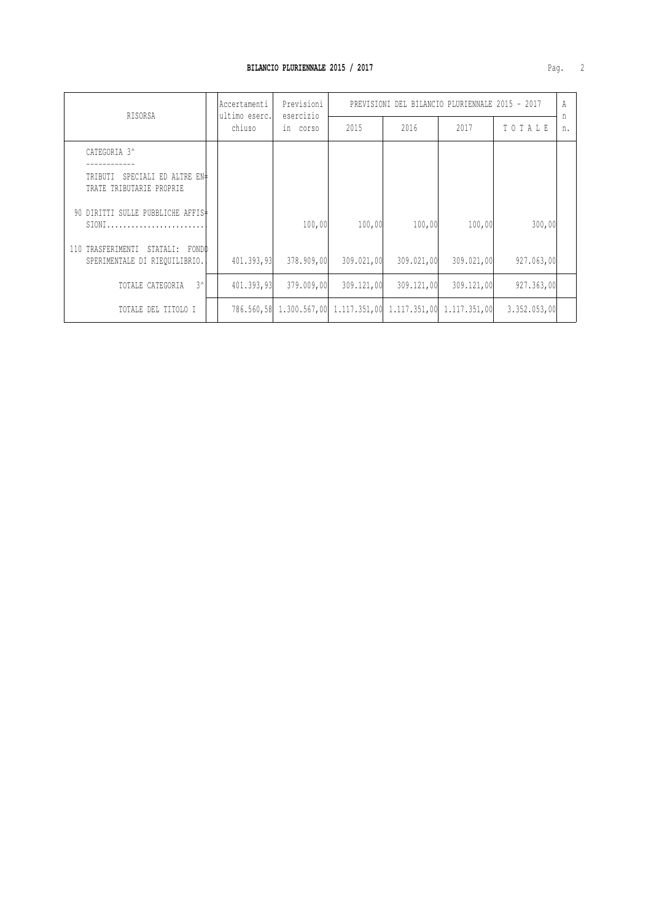**BILANCIO PLURIENNALE 2015 / 2017**

| RISORSA | Accertamenti ultimo eserc. chiuso | Previsioni esercizio in corso | PREVISIONI DEL BILANCIO PLURIENNALE 2015 - 2017 | | | | An n. |
|---|---|---|---|---|---|---|---|
| | | | 2015 | 2016 | 2017 | T O T A L E | |
| CATEGORIA 3^ ------------ TRIBUTI SPECIALI ED ALTRE ENTRATE TRIBUTARIE PROPRIE | | | | | | | |
| 90 DIRITTI SULLE PUBBLICHE AFFISSIONI........................ | | 100,00 | 100,00 | 100,00 | 100,00 | 300,00 | |
| 110 TRASFERIMENTI STATALI: FONDO SPERIMENTALE DI RIEQUILIBRIO.. | 401.393,93 | 378.909,00 | 309.021,00 | 309.021,00 | 309.021,00 | 927.063,00 | |
| TOTALE CATEGORIA 3^ | 401.393,93 | 379.009,00 | 309.121,00 | 309.121,00 | 309.121,00 | 927.363,00 | |
| TOTALE DEL TITOLO I | 786.560,58 | 1.300.567,00 | 1.117.351,00 | 1.117.351,00 | 1.117.351,00 | 3.352.053,00 | |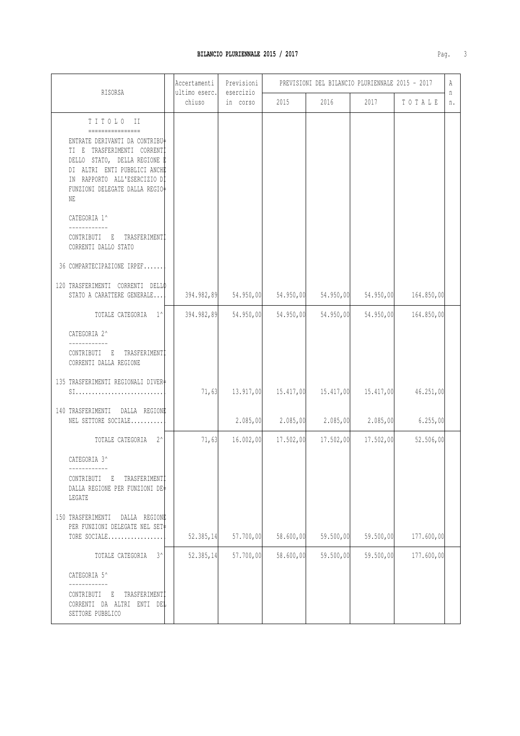**BILANCIO PLURIENNALE 2015 / 2017**

| RISORSA | Accertamenti ultimo eserc. chiuso | Previsioni esercizio in corso | PREVISIONI DEL BILANCIO PLURIENNALE 2015 - 2017 | | | | An n. |
|---|---|---|---|---|---|---|---|
| | | | 2015 | 2016 | 2017 | T O T A L E | |
| T I T O L O II<br>================<br>ENTRATE DERIVANTI DA CONTRIBUTI E TRASFERIMENTI CORRENTI DELLO STATO, DELLA REGIONE E DI ALTRI ENTI PUBBLICI ANCHE IN RAPPORTO ALL'ESERCIZIO DI FUNZIONI DELEGATE DALLA REGIONE | | | | | | | |
| CATEGORIA 1^<br>------------<br>CONTRIBUTI E TRASFERIMENTI CORRENTI DALLO STATO | | | | | | | |
| 36 COMPARTECIPAZIONE IRPEF...... | | | | | | | |
| 120 TRASFERIMENTI CORRENTI DELLO STATO A CARATTERE GENERALE.... | 394.982,89 | 54.950,00 | 54.950,00 | 54.950,00 | 54.950,00 | 164.850,00 | |
| TOTALE CATEGORIA 1^ | 394.982,89 | 54.950,00 | 54.950,00 | 54.950,00 | 54.950,00 | 164.850,00 | |
| CATEGORIA 2^<br>------------<br>CONTRIBUTI E TRASFERIMENTI CORRENTI DALLA REGIONE | | | | | | | |
| 135 TRASFERIMENTI REGIONALI DIVERSI........................... | 71,63 | 13.917,00 | 15.417,00 | 15.417,00 | 15.417,00 | 46.251,00 | |
| 140 TRASFERIMENTI DALLA REGIONE NEL SETTORE SOCIALE.......... | | 2.085,00 | 2.085,00 | 2.085,00 | 2.085,00 | 6.255,00 | |
| TOTALE CATEGORIA 2^ | 71,63 | 16.002,00 | 17.502,00 | 17.502,00 | 17.502,00 | 52.506,00 | |
| CATEGORIA 3^<br>------------<br>CONTRIBUTI E TRASFERIMENTI DALLA REGIONE PER FUNZIONI DELEGATE | | | | | | | |
| 150 TRASFERIMENTI DALLA REGIONE PER FUNZIONI DELEGATE NEL SETTORE SOCIALE................. | 52.385,14 | 57.700,00 | 58.600,00 | 59.500,00 | 59.500,00 | 177.600,00 | |
| TOTALE CATEGORIA 3^ | 52.385,14 | 57.700,00 | 58.600,00 | 59.500,00 | 59.500,00 | 177.600,00 | |
| CATEGORIA 5^<br>------------<br>CONTRIBUTI E TRASFERIMENTI CORRENTI DA ALTRI ENTI DEL SETTORE PUBBLICO | | | | | | | |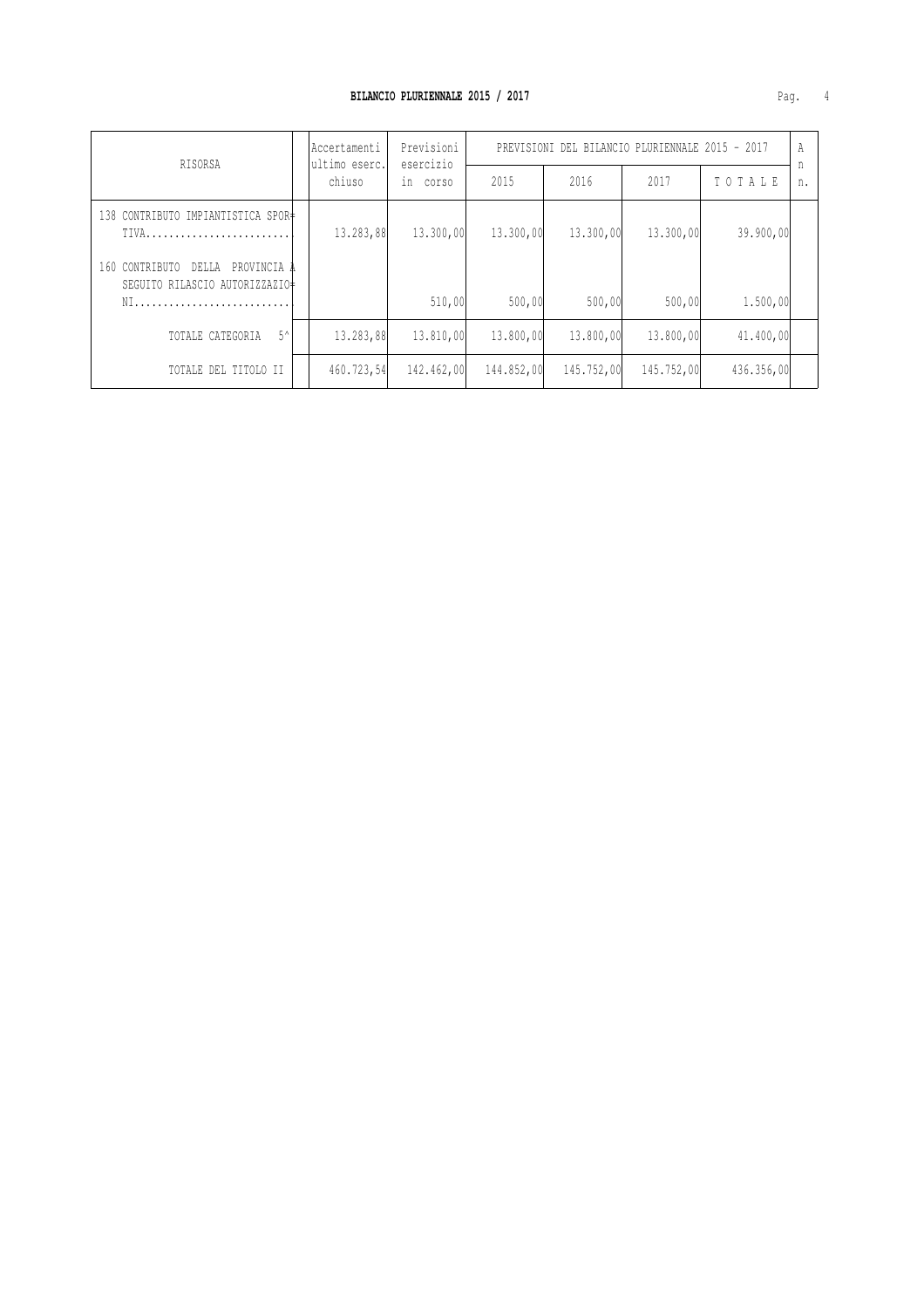## BILANCIO PLURIENNALE 2015 / 2017

| RISORSA | Accertamenti ultimo eserc. chiuso | Previsioni esercizio in corso | PREVISIONI DEL BILANCIO PLURIENNALE 2015 - 2017 | | | | An n. |
|---|---|---|---|---|---|---|---|
| | | | 2015 | 2016 | 2017 | T O T A L E | |
| 138 CONTRIBUTO IMPIANTISTICA SPORTIVA......................... | 13.283,88 | 13.300,00 | 13.300,00 | 13.300,00 | 13.300,00 | 39.900,00 | |
| 160 CONTRIBUTO DELLA PROVINCIA A SEGUITO RILASCIO AUTORIZZAZIONI........................... | | 510,00 | 500,00 | 500,00 | 500,00 | 1.500,00 | |
| TOTALE CATEGORIA 5^ | 13.283,88 | 13.810,00 | 13.800,00 | 13.800,00 | 13.800,00 | 41.400,00 | |
| TOTALE DEL TITOLO II | 460.723,54 | 142.462,00 | 144.852,00 | 145.752,00 | 145.752,00 | 436.356,00 | |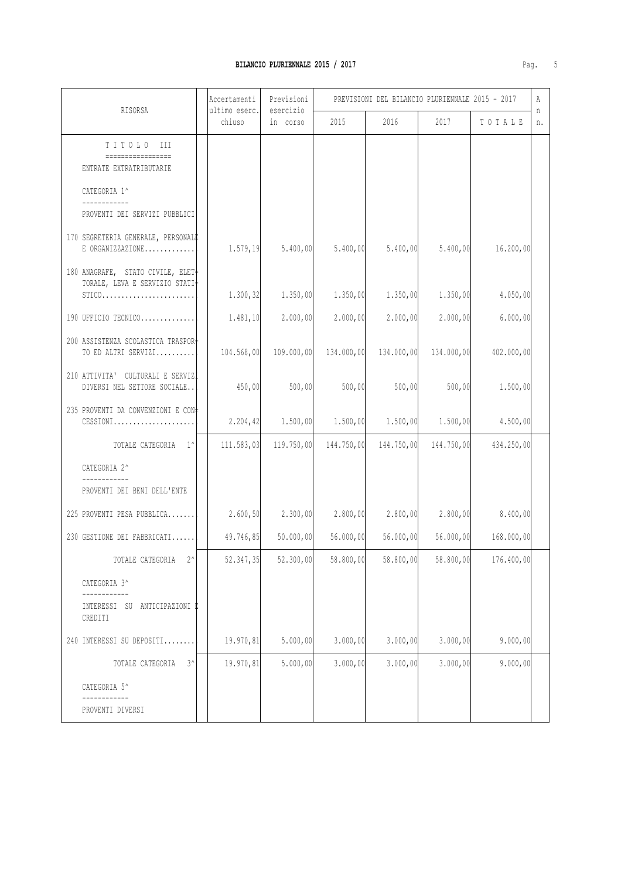| RISORSA | Accertamenti ultimo eserc. chiuso | Previsioni esercizio in corso | PREVISIONI DEL BILANCIO PLURIENNALE 2015 - 2017 | | | | A n n. |
|---|---|---|---|---|---|---|---|
| | | | 2015 | 2016 | 2017 | T O T A L E | |
| T I T O L O III<br>=================<br>ENTRATE EXTRATRIBUTARIE | | | | | | | |
| CATEGORIA 1^<br>------------<br>PROVENTI DEI SERVIZI PUBBLICI | | | | | | | |
| 170 SEGRETERIA GENERALE, PERSONALE E ORGANIZZAZIONE............. | 1.579,19 | 5.400,00 | 5.400,00 | 5.400,00 | 5.400,00 | 16.200,00 | |
| 180 ANAGRAFE, STATO CIVILE, ELETTORALE, LEVA E SERVIZIO STATISTICO........................ | 1.300,32 | 1.350,00 | 1.350,00 | 1.350,00 | 1.350,00 | 4.050,00 | |
| 190 UFFICIO TECNICO.............. | 1.481,10 | 2.000,00 | 2.000,00 | 2.000,00 | 2.000,00 | 6.000,00 | |
| 200 ASSISTENZA SCOLASTICA TRASPORTO ED ALTRI SERVIZI.......... | 104.568,00 | 109.000,00 | 134.000,00 | 134.000,00 | 134.000,00 | 402.000,00 | |
| 210 ATTIVITA' CULTURALI E SERVIZI DIVERSI NEL SETTORE SOCIALE.. | 450,00 | 500,00 | 500,00 | 500,00 | 500,00 | 1.500,00 | |
| 235 PROVENTI DA CONVENZIONI E CONCESSIONI..................... | 2.204,42 | 1.500,00 | 1.500,00 | 1.500,00 | 1.500,00 | 4.500,00 | |
| TOTALE CATEGORIA 1^ | 111.583,03 | 119.750,00 | 144.750,00 | 144.750,00 | 144.750,00 | 434.250,00 | |
| CATEGORIA 2^<br>------------<br>PROVENTI DEI BENI DELL'ENTE | | | | | | | |
| 225 PROVENTI PESA PUBBLICA....... | 2.600,50 | 2.300,00 | 2.800,00 | 2.800,00 | 2.800,00 | 8.400,00 | |
| 230 GESTIONE DEI FABBRICATI...... | 49.746,85 | 50.000,00 | 56.000,00 | 56.000,00 | 56.000,00 | 168.000,00 | |
| TOTALE CATEGORIA 2^ | 52.347,35 | 52.300,00 | 58.800,00 | 58.800,00 | 58.800,00 | 176.400,00 | |
| CATEGORIA 3^<br>------------<br>INTERESSI SU ANTICIPAZIONI E CREDITI | | | | | | | |
| 240 INTERESSI SU DEPOSITI........ | 19.970,81 | 5.000,00 | 3.000,00 | 3.000,00 | 3.000,00 | 9.000,00 | |
| TOTALE CATEGORIA 3^ | 19.970,81 | 5.000,00 | 3.000,00 | 3.000,00 | 3.000,00 | 9.000,00 | |
| CATEGORIA 5^<br>------------<br>PROVENTI DIVERSI | | | | | | | |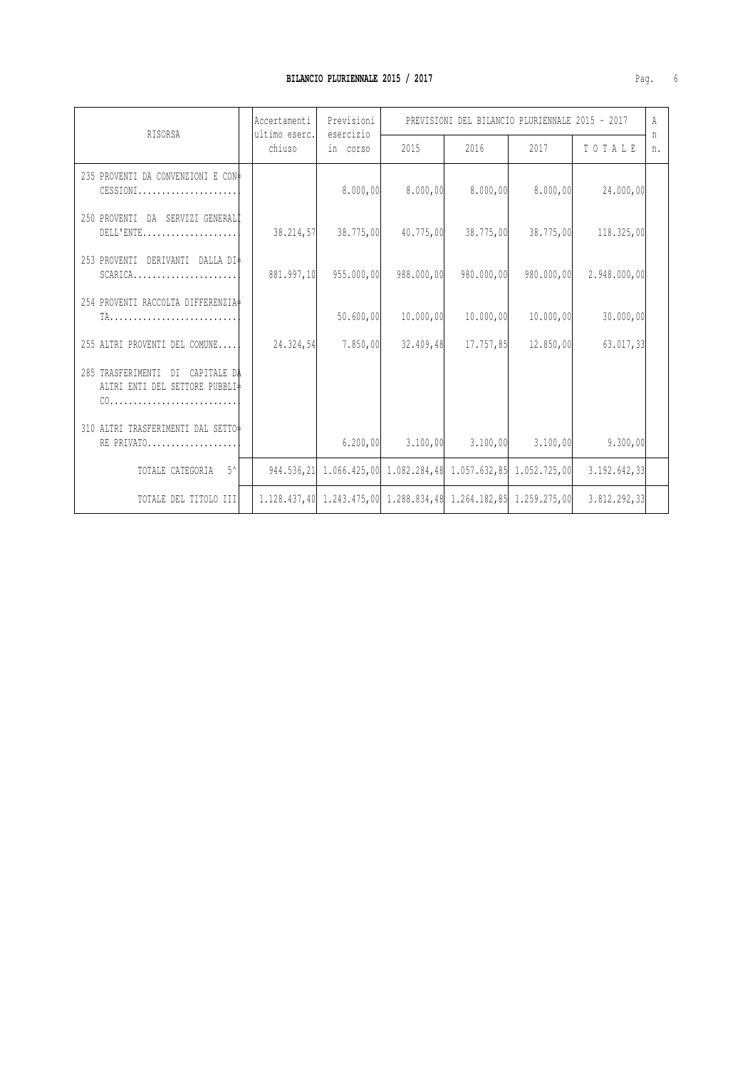**BILANCIO PLURIENNALE 2015 / 2017**

| RISORSA | Accertamenti ultimo eserc. chiuso | Previsioni esercizio in corso | PREVISIONI DEL BILANCIO PLURIENNALE 2015 - 2017 | | | | A n n. |
|---|---|---|---|---|---|---|---|
| | | | 2015 | 2016 | 2017 | T O T A L E | |
| 235 PROVENTI DA CONVENZIONI E CONCESSIONI...................... | | 8.000,00 | 8.000,00 | 8.000,00 | 8.000,00 | 24.000,00 | |
| 250 PROVENTI DA SERVIZI GENERALI DELL'ENTE.................... | 38.214,57 | 38.775,00 | 40.775,00 | 38.775,00 | 38.775,00 | 118.325,00 | |
| 253 PROVENTI DERIVANTI DALLA DISCARICA...................... | 881.997,10 | 955.000,00 | 988.000,00 | 980.000,00 | 980.000,00 | 2.948.000,00 | |
| 254 PROVENTI RACCOLTA DIFFERENZIATA........................... | | 50.600,00 | 10.000,00 | 10.000,00 | 10.000,00 | 30.000,00 | |
| 255 ALTRI PROVENTI DEL COMUNE.... | 24.324,54 | 7.850,00 | 32.409,48 | 17.757,85 | 12.850,00 | 63.017,33 | |
| 285 TRASFERIMENTI DI CAPITALE DA ALTRI ENTI DEL SETTORE PUBBLICO........................... | | | | | | | |
| 310 ALTRI TRASFERIMENTI DAL SETTORE PRIVATO................... | | 6.200,00 | 3.100,00 | 3.100,00 | 3.100,00 | 9.300,00 | |
| TOTALE CATEGORIA 5^ | 944.536,21 | 1.066.425,00 | 1.082.284,48 | 1.057.632,85 | 1.052.725,00 | 3.192.642,33 | |
| TOTALE DEL TITOLO III | 1.128.437,40 | 1.243.475,00 | 1.288.834,48 | 1.264.182,85 | 1.259.275,00 | 3.812.292,33 | |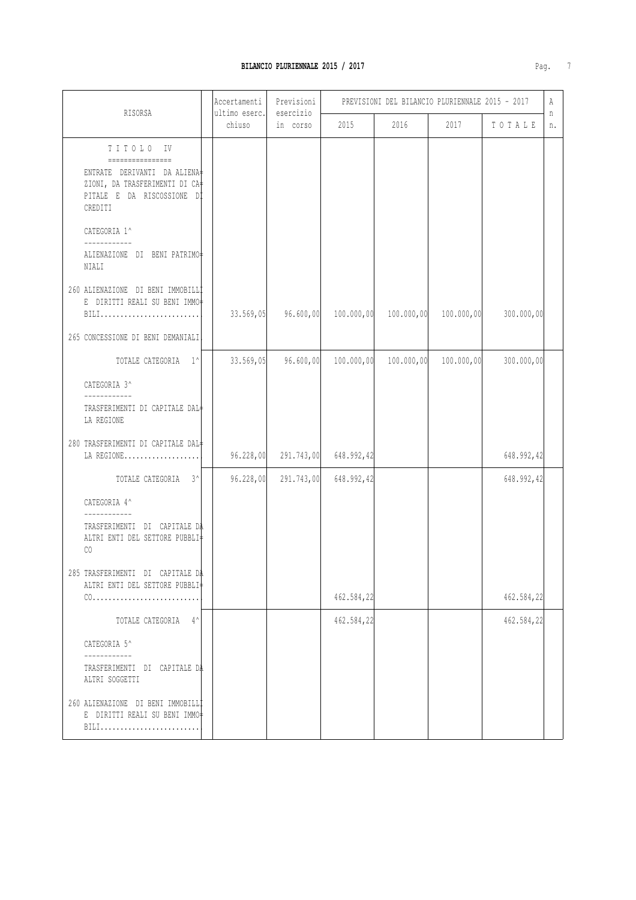# BILANCIO PLURIENNALE 2015 / 2017

| RISORSA | Accertamenti ultimo eserc. chiuso | Previsioni esercizio in corso | PREVISIONI DEL BILANCIO PLURIENNALE 2015 - 2017 | | | | An n. |
|---|---|---|---|---|---|---|---|
| | | | 2015 | 2016 | 2017 | T O T A L E | |
| T I T O L O IV<br>================<br>ENTRATE DERIVANTI DA ALIENAZIONI, DA TRASFERIMENTI DI CAPITALE E DA RISCOSSIONE DI CREDITI | | | | | | | |
| CATEGORIA 1^<br>------------<br>ALIENAZIONE DI BENI PATRIMONIALI | | | | | | | |
| 260 ALIENAZIONE DI BENI IMMOBILI E DIRITTI REALI SU BENI IMMOBILI......................... | 33.569,05 | 96.600,00 | 100.000,00 | 100.000,00 | 100.000,00 | 300.000,00 | |
| 265 CONCESSIONE DI BENI DEMANIALI. | | | | | | | |
| TOTALE CATEGORIA 1^ | 33.569,05 | 96.600,00 | 100.000,00 | 100.000,00 | 100.000,00 | 300.000,00 | |
| CATEGORIA 3^<br>------------<br>TRASFERIMENTI DI CAPITALE DALLA REGIONE | | | | | | | |
| 280 TRASFERIMENTI DI CAPITALE DALLA REGIONE................... | 96.228,00 | 291.743,00 | 648.992,42 | | | 648.992,42 | |
| TOTALE CATEGORIA 3^ | 96.228,00 | 291.743,00 | 648.992,42 | | | 648.992,42 | |
| CATEGORIA 4^<br>------------<br>TRASFERIMENTI DI CAPITALE DA ALTRI ENTI DEL SETTORE PUBBLICO | | | | | | | |
| 285 TRASFERIMENTI DI CAPITALE DA ALTRI ENTI DEL SETTORE PUBBLICO........................... | | | 462.584,22 | | | 462.584,22 | |
| TOTALE CATEGORIA 4^ | | | 462.584,22 | | | 462.584,22 | |
| CATEGORIA 5^<br>------------<br>TRASFERIMENTI DI CAPITALE DA ALTRI SOGGETTI | | | | | | | |
| 260 ALIENAZIONE DI BENI IMMOBILI E DIRITTI REALI SU BENI IMMOBILI......................... | | | | | | | |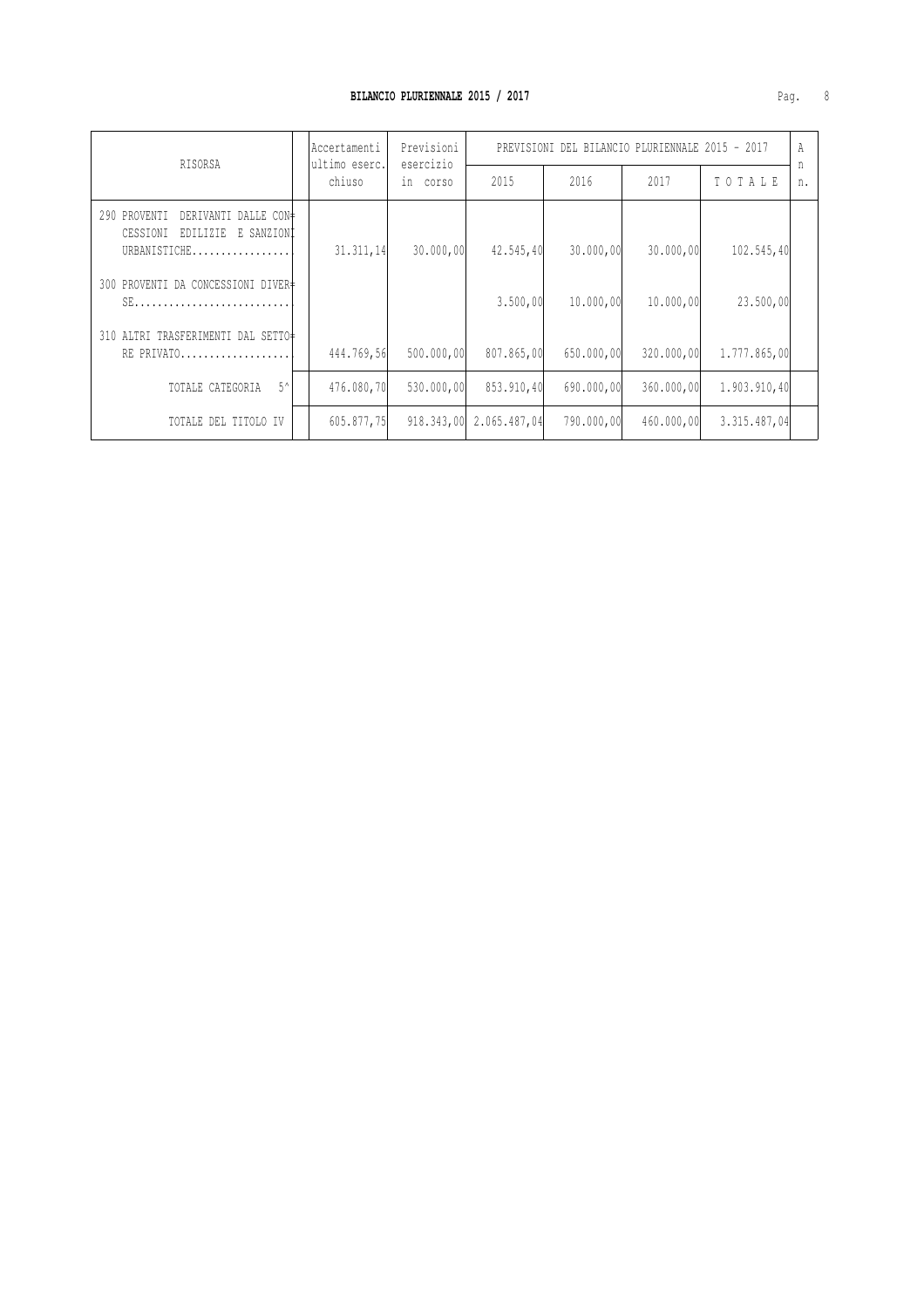## BILANCIO PLURIENNALE 2015 / 2017

| RISORSA | Accertamenti ultimo eserc. chiuso | Previsioni esercizio in corso | PREVISIONI DEL BILANCIO PLURIENNALE 2015 - 2017 | | | | A n n. |
|---|---|---|---|---|---|---|---|
| | | | 2015 | 2016 | 2017 | T O T A L E | |
| 290 PROVENTI DERIVANTI DALLE CONCESSIONI EDILIZIE E SANZIONI URBANISTICHE................. | 31.311,14 | 30.000,00 | 42.545,40 | 30.000,00 | 30.000,00 | 102.545,40 | |
| 300 PROVENTI DA CONCESSIONI DIVERSE........................... | | | 3.500,00 | 10.000,00 | 10.000,00 | 23.500,00 | |
| 310 ALTRI TRASFERIMENTI DAL SETTORE PRIVATO.................... | 444.769,56 | 500.000,00 | 807.865,00 | 650.000,00 | 320.000,00 | 1.777.865,00 | |
| TOTALE CATEGORIA 5^ | 476.080,70 | 530.000,00 | 853.910,40 | 690.000,00 | 360.000,00 | 1.903.910,40 | |
| TOTALE DEL TITOLO IV | 605.877,75 | 918.343,00 | 2.065.487,04 | 790.000,00 | 460.000,00 | 3.315.487,04 | |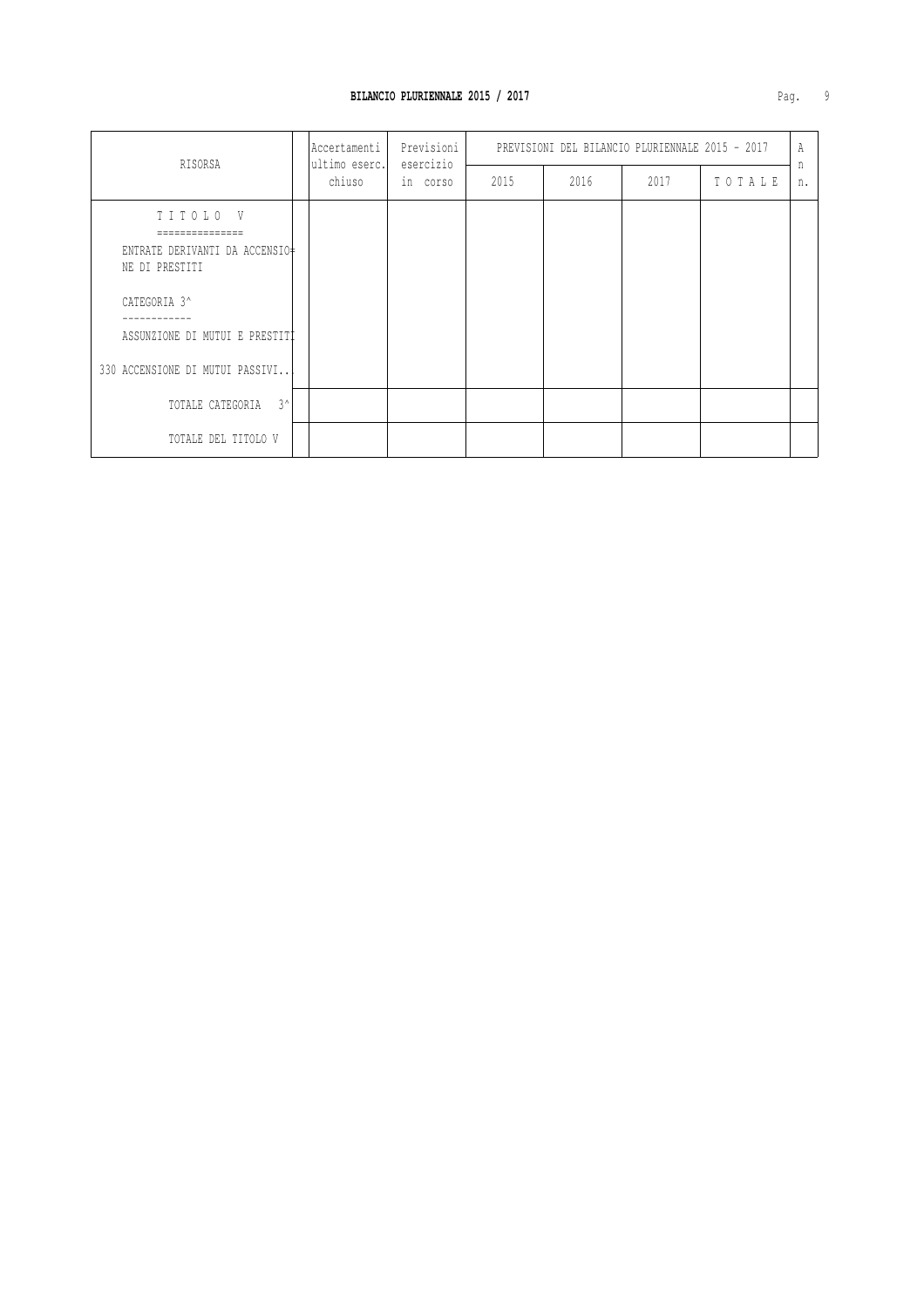**BILANCIO PLURIENNALE 2015 / 2017**

| RISORSA | Accertamenti ultimo eserc. chiuso | Previsioni esercizio in corso | PREVISIONI DEL BILANCIO PLURIENNALE 2015 - 2017 | | | | A n n. |
|---|---|---|---|---|---|---|---|
| | | | 2015 | 2016 | 2017 | T O T A L E | |
| T I T O L O V<br>===============<br>ENTRATE DERIVANTI DA ACCENSIO=<br>NE DI PRESTITI | | | | | | | |
| CATEGORIA 3^<br>------------<br>ASSUNZIONE DI MUTUI E PRESTITI | | | | | | | |
| 330 ACCENSIONE DI MUTUI PASSIVI.. | | | | | | | |
| TOTALE CATEGORIA 3^ | | | | | | | |
| TOTALE DEL TITOLO V | | | | | | | |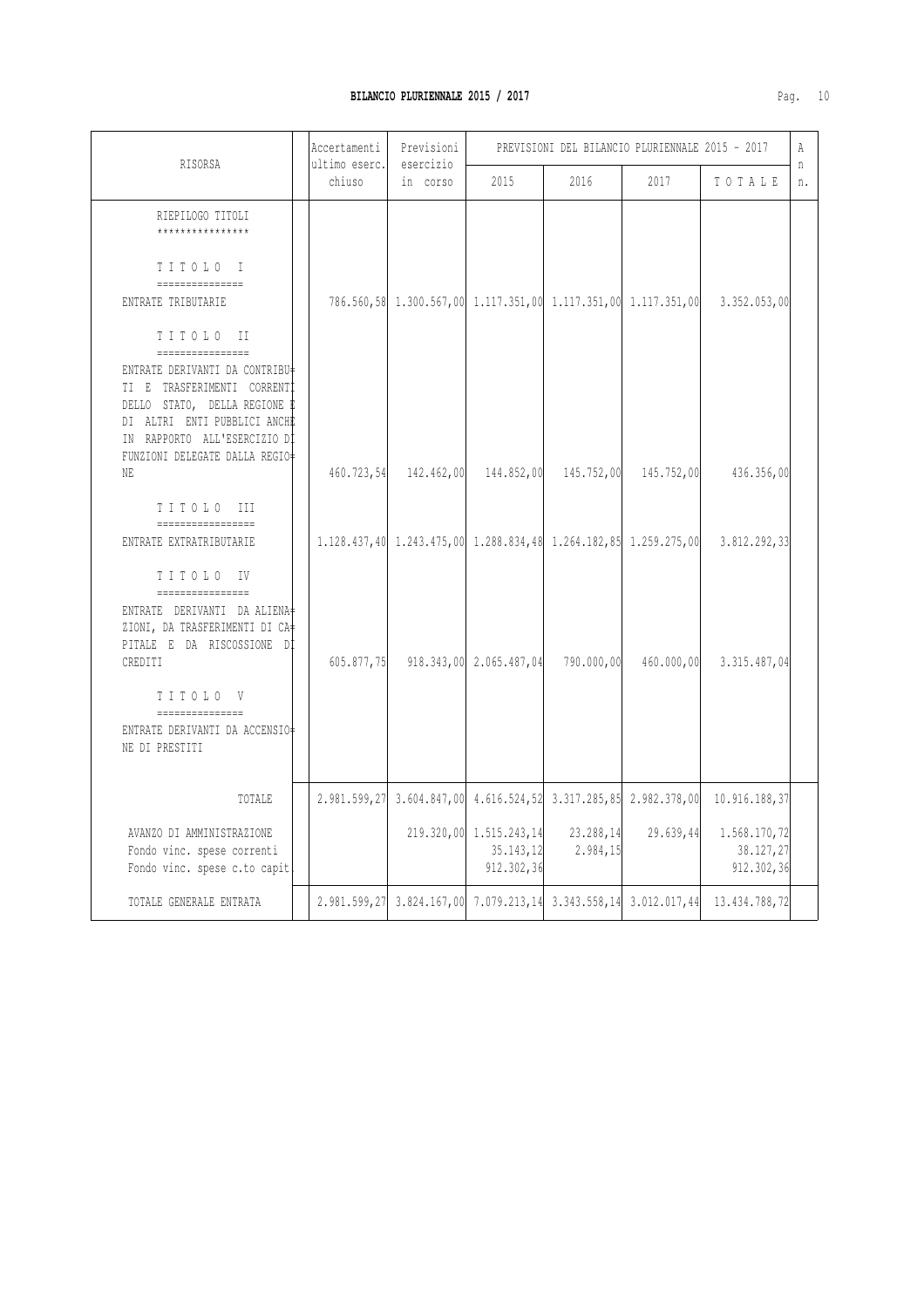# BILANCIO PLURIENNALE 2015 / 2017

| RISORSA | Accertamenti ultimo eserc. chiuso | Previsioni esercizio in corso | PREVISIONI DEL BILANCIO PLURIENNALE 2015 - 2017 | | | | A n n. |
|---|---|---|---|---|---|---|---|
| | | | 2015 | 2016 | 2017 | T O T A L E | |
| RIEPILOGO TITOLI<br>**************** | | | | | | | |
| T I T O L O I<br>===============<br>ENTRATE TRIBUTARIE | 786.560,58 | 1.300.567,00 | 1.117.351,00 | 1.117.351,00 | 1.117.351,00 | 3.352.053,00 | |
| T I T O L O II<br>================<br>ENTRATE DERIVANTI DA CONTRIBUTI E TRASFERIMENTI CORRENTI DELLO STATO, DELLA REGIONE E DI ALTRI ENTI PUBBLICI ANCHE IN RAPPORTO ALL'ESERCIZIO DI FUNZIONI DELEGATE DALLA REGIONE | 460.723,54 | 142.462,00 | 144.852,00 | 145.752,00 | 145.752,00 | 436.356,00 | |
| T I T O L O III<br>=================<br>ENTRATE EXTRATRIBUTARIE | 1.128.437,40 | 1.243.475,00 | 1.288.834,48 | 1.264.182,85 | 1.259.275,00 | 3.812.292,33 | |
| T I T O L O IV<br>================<br>ENTRATE DERIVANTI DA ALIENAZIONI, DA TRASFERIMENTI DI CAPITALE E DA RISCOSSIONE DI CREDITI | 605.877,75 | 918.343,00 | 2.065.487,04 | 790.000,00 | 460.000,00 | 3.315.487,04 | |
| T I T O L O V<br>===============<br>ENTRATE DERIVANTI DA ACCENSIONE DI PRESTITI | | | | | | | |
| TOTALE | 2.981.599,27 | 3.604.847,00 | 4.616.524,52 | 3.317.285,85 | 2.982.378,00 | 10.916.188,37 | |
| AVANZO DI AMMINISTRAZIONE | | 219.320,00 | 1.515.243,14 | 23.288,14 | 29.639,44 | 1.568.170,72 | |
| Fondo vinc. spese correnti | | | 35.143,12 | 2.984,15 | | 38.127,27 | |
| Fondo vinc. spese c.to capit. | | | 912.302,36 | | | 912.302,36 | |
| TOTALE GENERALE ENTRATA | 2.981.599,27 | 3.824.167,00 | 7.079.213,14 | 3.343.558,14 | 3.012.017,44 | 13.434.788,72 | |